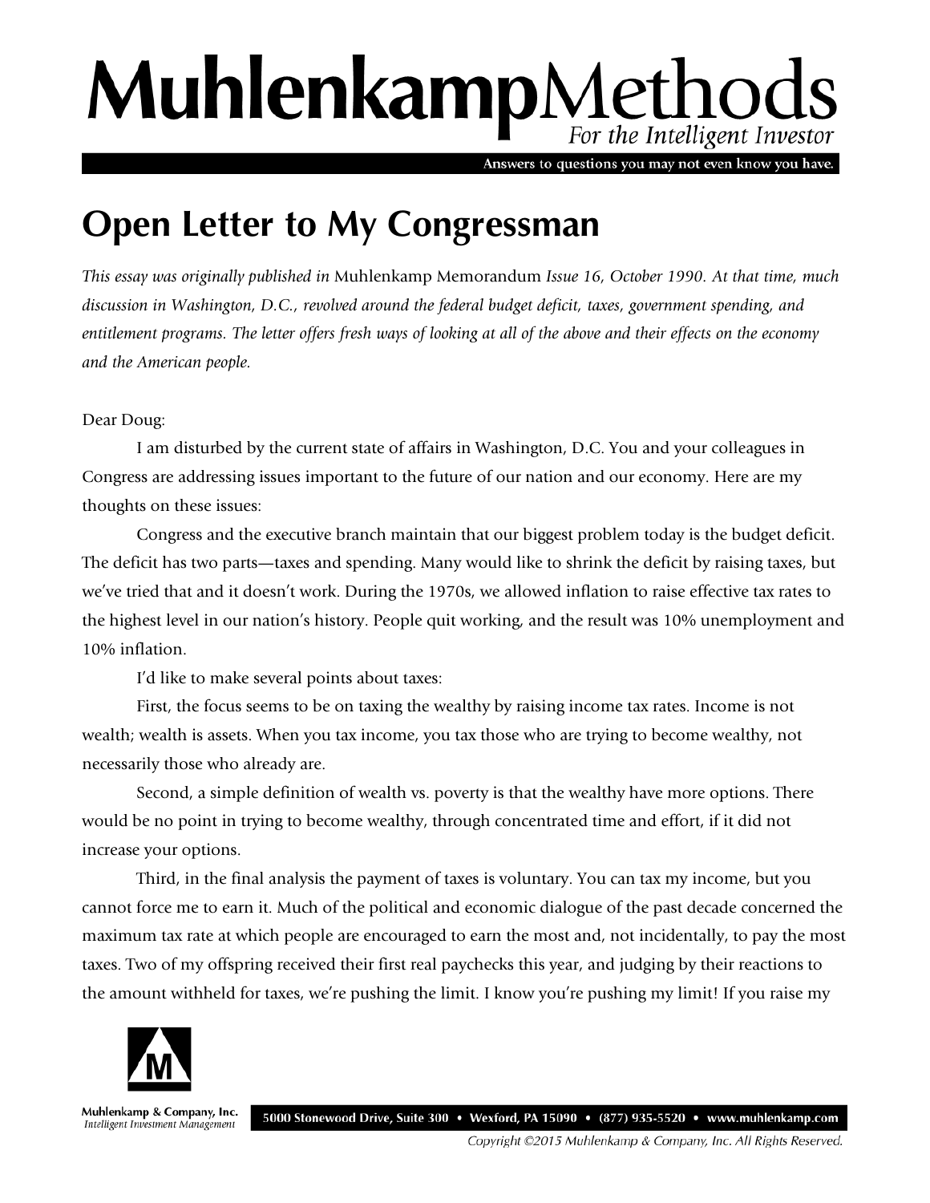# Open Letter to My Congressman

*This essay was originally published in* Muhlenkamp Memorandum *Issue 16, October 1990. At that time, much discussion in Washington, D.C., revolved around the federal budget deficit, taxes, government spending, and entitlement programs. The letter offers fresh ways of looking at all of the above and their effects on the economy and the American people.*

Dear Doug:

I am disturbed by the current state of affairs in Washington, D.C. You and your colleagues in Congress are addressing issues important to the future of our nation and our economy. Here are my thoughts on these issues:

Congress and the executive branch maintain that our biggest problem today is the budget deficit. The deficit has two parts—taxes and spending. Many would like to shrink the deficit by raising taxes, but we've tried that and it doesn't work. During the 1970s, we allowed inflation to raise effective tax rates to the highest level in our nation's history. People quit working, and the result was 10% unemployment and 10% inflation.

I'd like to make several points about taxes:

First, the focus seems to be on taxing the wealthy by raising income tax rates. Income is not wealth; wealth is assets. When you tax income, you tax those who are trying to become wealthy, not necessarily those who already are.

Second, a simple definition of wealth vs. poverty is that the wealthy have more options. There would be no point in trying to become wealthy, through concentrated time and effort, if it did not increase your options.

Third, in the final analysis the payment of taxes is voluntary. You can tax my income, but you cannot force me to earn it. Much of the political and economic dialogue of the past decade concerned the maximum tax rate at which people are encouraged to earn the most and, not incidentally, to pay the most taxes. Two of my offspring received their first real paychecks this year, and judging by their reactions to the amount withheld for taxes, we're pushing the limit. I know you're pushing my limit! If you raise my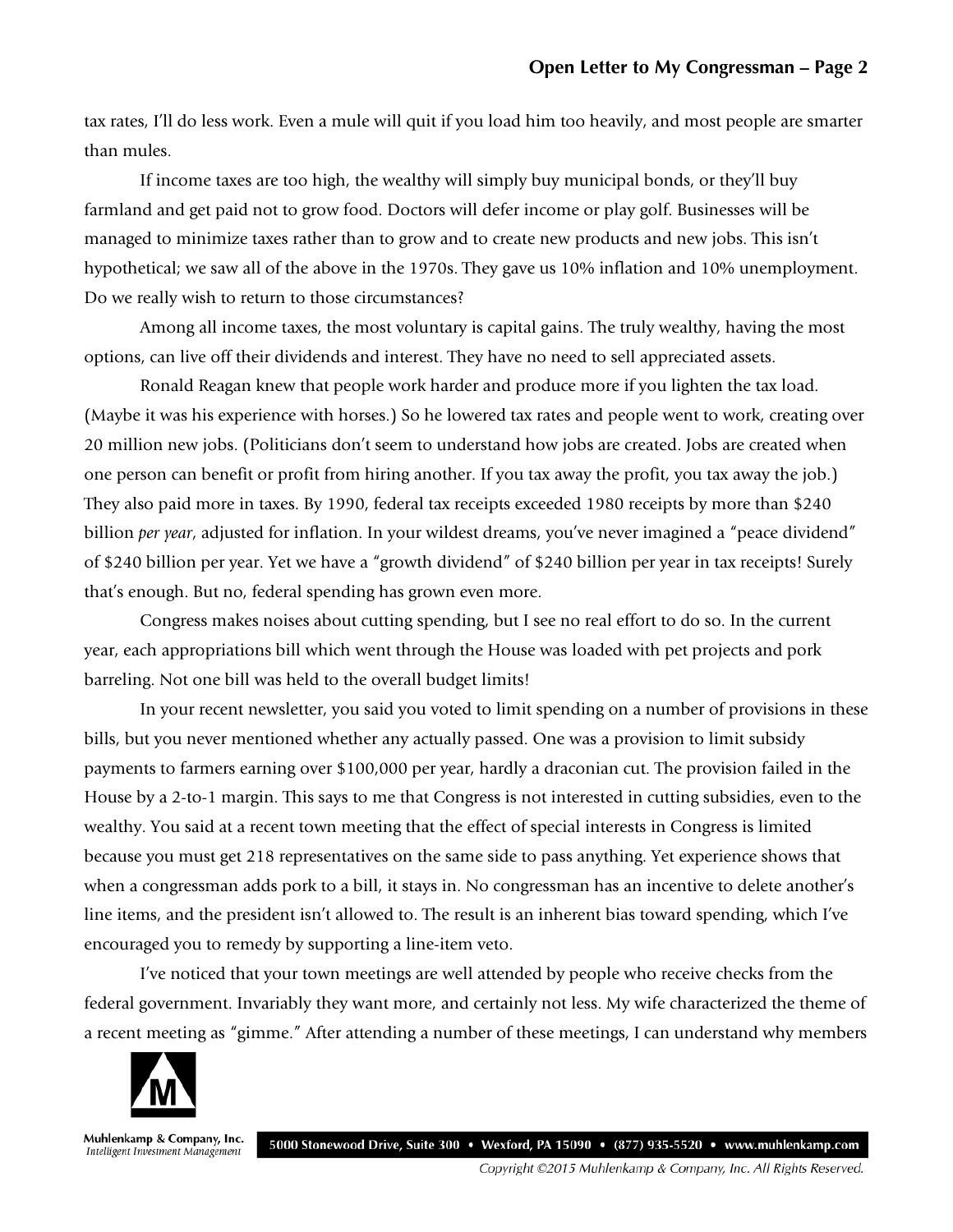tax rates, I'll do less work. Even a mule will quit if you load him too heavily, and most people are smarter than mules.

If income taxes are too high, the wealthy will simply buy municipal bonds, or they'll buy farmland and get paid not to grow food. Doctors will defer income or play golf. Businesses will be managed to minimize taxes rather than to grow and to create new products and new jobs. This isn't hypothetical; we saw all of the above in the 1970s. They gave us 10% inflation and 10% unemployment. Do we really wish to return to those circumstances?

Among all income taxes, the most voluntary is capital gains. The truly wealthy, having the most options, can live off their dividends and interest. They have no need to sell appreciated assets.

Ronald Reagan knew that people work harder and produce more if you lighten the tax load. (Maybe it was his experience with horses.) So he lowered tax rates and people went to work, creating over 20 million new jobs. (Politicians don't seem to understand how jobs are created. Jobs are created when one person can benefit or profit from hiring another. If you tax away the profit, you tax away the job.) They also paid more in taxes. By 1990, federal tax receipts exceeded 1980 receipts by more than $240 billion *per year*, adjusted for inflation. In your wildest dreams, you've never imagined a "peace dividend" of $240 billion per year. Yet we have a "growth dividend" of $240 billion per year in tax receipts! Surely that's enough. But no, federal spending has grown even more.

Congress makes noises about cutting spending, but I see no real effort to do so. In the current year, each appropriations bill which went through the House was loaded with pet projects and pork barreling. Not one bill was held to the overall budget limits!

In your recent newsletter, you said you voted to limit spending on a number of provisions in these bills, but you never mentioned whether any actually passed. One was a provision to limit subsidy payments to farmers earning over $100,000 per year, hardly a draconian cut. The provision failed in the House by a 2-to-1 margin. This says to me that Congress is not interested in cutting subsidies, even to the wealthy. You said at a recent town meeting that the effect of special interests in Congress is limited because you must get 218 representatives on the same side to pass anything. Yet experience shows that when a congressman adds pork to a bill, it stays in. No congressman has an incentive to delete another's line items, and the president isn't allowed to. The result is an inherent bias toward spending, which I've encouraged you to remedy by supporting a line-item veto.

I've noticed that your town meetings are well attended by people who receive checks from the federal government. Invariably they want more, and certainly not less. My wife characterized the theme of a recent meeting as "gimme." After attending a number of these meetings, I can understand why members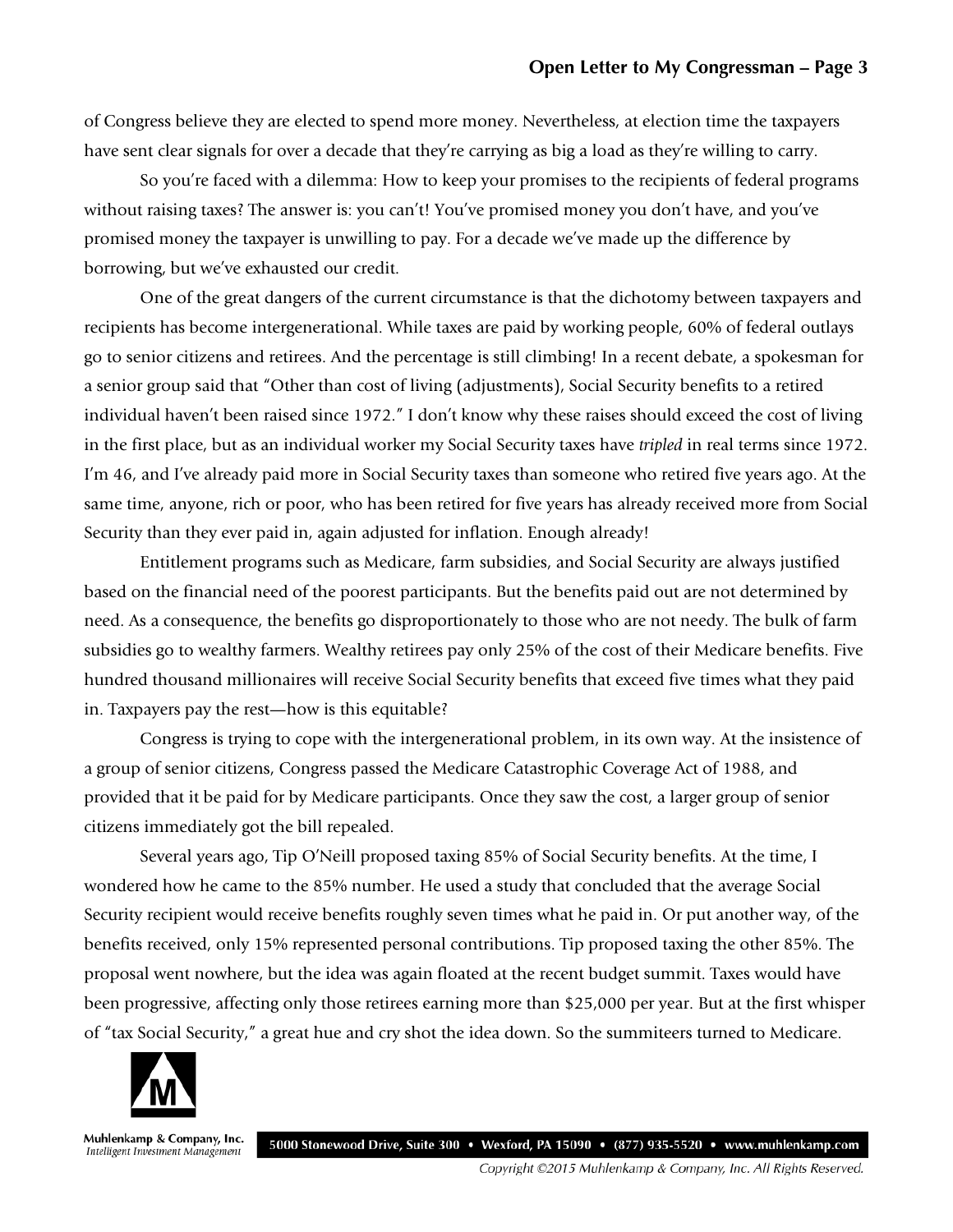of Congress believe they are elected to spend more money. Nevertheless, at election time the taxpayers have sent clear signals for over a decade that they're carrying as big a load as they're willing to carry.

So you're faced with a dilemma: How to keep your promises to the recipients of federal programs without raising taxes? The answer is: you can't! You've promised money you don't have, and you've promised money the taxpayer is unwilling to pay. For a decade we've made up the difference by borrowing, but we've exhausted our credit.

One of the great dangers of the current circumstance is that the dichotomy between taxpayers and recipients has become intergenerational. While taxes are paid by working people, 60% of federal outlays go to senior citizens and retirees. And the percentage is still climbing! In a recent debate, a spokesman for a senior group said that "Other than cost of living (adjustments), Social Security benefits to a retired individual haven't been raised since 1972." I don't know why these raises should exceed the cost of living in the first place, but as an individual worker my Social Security taxes have *tripled* in real terms since 1972. I'm 46, and I've already paid more in Social Security taxes than someone who retired five years ago. At the same time, anyone, rich or poor, who has been retired for five years has already received more from Social Security than they ever paid in, again adjusted for inflation. Enough already!

Entitlement programs such as Medicare, farm subsidies, and Social Security are always justified based on the financial need of the poorest participants. But the benefits paid out are not determined by need. As a consequence, the benefits go disproportionately to those who are not needy. The bulk of farm subsidies go to wealthy farmers. Wealthy retirees pay only 25% of the cost of their Medicare benefits. Five hundred thousand millionaires will receive Social Security benefits that exceed five times what they paid in. Taxpayers pay the rest—how is this equitable?

Congress is trying to cope with the intergenerational problem, in its own way. At the insistence of a group of senior citizens, Congress passed the Medicare Catastrophic Coverage Act of 1988, and provided that it be paid for by Medicare participants. Once they saw the cost, a larger group of senior citizens immediately got the bill repealed.

Several years ago, Tip O'Neill proposed taxing 85% of Social Security benefits. At the time, I wondered how he came to the 85% number. He used a study that concluded that the average Social Security recipient would receive benefits roughly seven times what he paid in. Or put another way, of the benefits received, only 15% represented personal contributions. Tip proposed taxing the other 85%. The proposal went nowhere, but the idea was again floated at the recent budget summit. Taxes would have been progressive, affecting only those retirees earning more than $25,000 per year. But at the first whisper of "tax Social Security," a great hue and cry shot the idea down. So the summiteers turned to Medicare.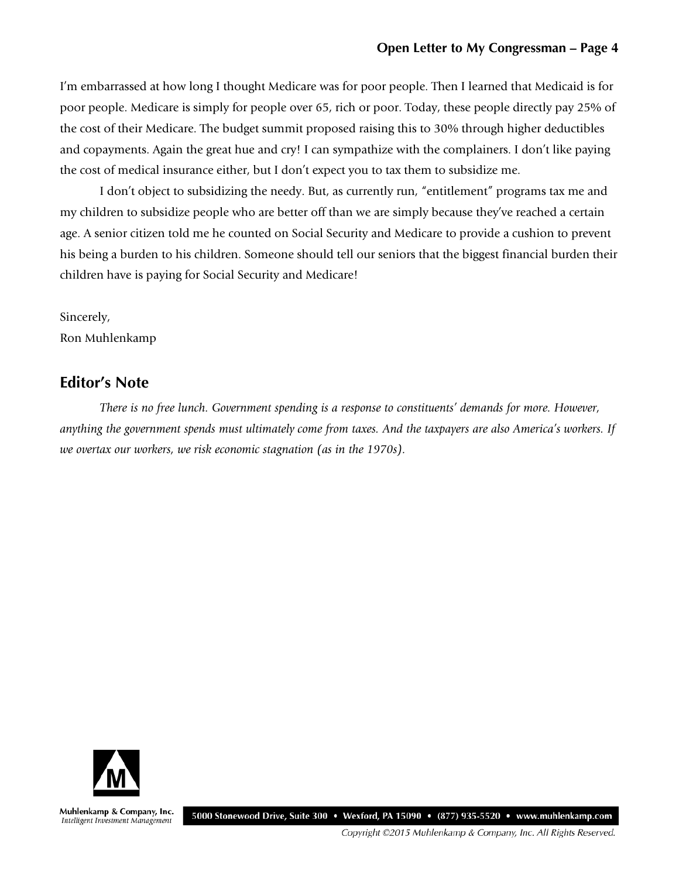I'm embarrassed at how long I thought Medicare was for poor people. Then I learned that Medicaid is for poor people. Medicare is simply for people over 65, rich or poor. Today, these people directly pay 25% of the cost of their Medicare. The budget summit proposed raising this to 30% through higher deductibles and copayments. Again the great hue and cry! I can sympathize with the complainers. I don't like paying the cost of medical insurance either, but I don't expect you to tax them to subsidize me.

I don't object to subsidizing the needy. But, as currently run, "entitlement" programs tax me and my children to subsidize people who are better off than we are simply because they've reached a certain age. A senior citizen told me he counted on Social Security and Medicare to provide a cushion to prevent his being a burden to his children. Someone should tell our seniors that the biggest financial burden their children have is paying for Social Security and Medicare!

Sincerely,
Ron Muhlenkamp

## Editor's Note

*There is no free lunch. Government spending is a response to constituents' demands for more. However, anything the government spends must ultimately come from taxes. And the taxpayers are also America's workers. If we overtax our workers, we risk economic stagnation (as in the 1970s).*